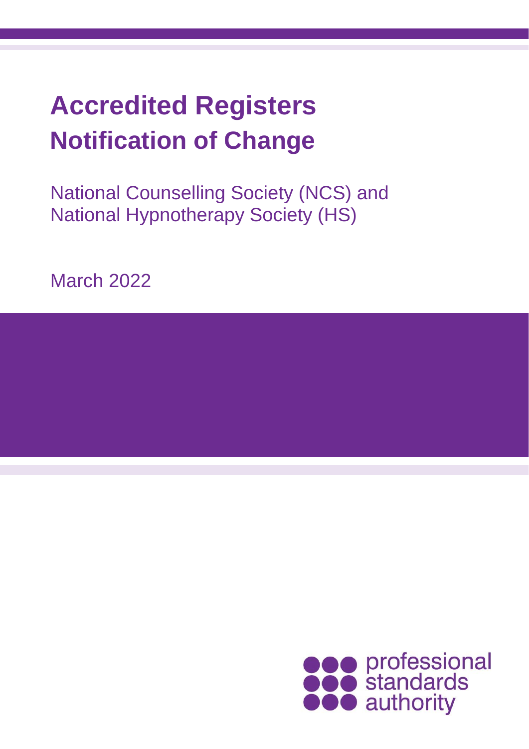# Accredited Registers Notification of Change

National Counselling Society (NCS) and National Hypnotherapy Society (HS)

March 2022

professional standards authority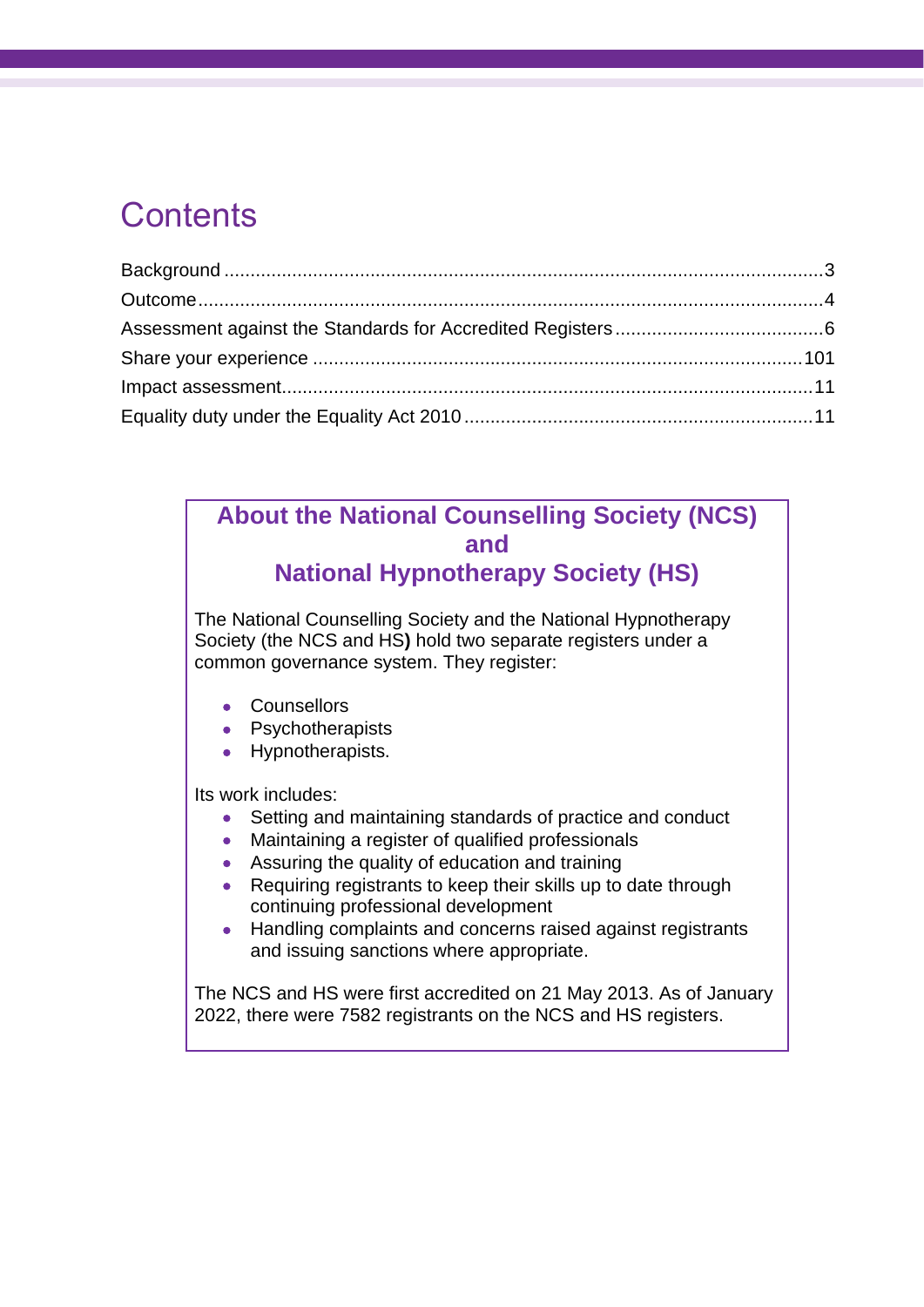# Contents

Background ..... 3
Outcome ..... 4
Assessment against the Standards for Accredited Registers ..... 6
Share your experience ..... 101
Impact assessment ..... 11
Equality duty under the Equality Act 2010 ..... 11

## About the National Counselling Society (NCS) and National Hypnotherapy Society (HS)

The National Counselling Society and the National Hypnotherapy Society (the NCS and HS**)** hold two separate registers under a common governance system. They register:

- Counsellors
- Psychotherapists
- Hypnotherapists.

Its work includes:

- Setting and maintaining standards of practice and conduct
- Maintaining a register of qualified professionals
- Assuring the quality of education and training
- Requiring registrants to keep their skills up to date through continuing professional development
- Handling complaints and concerns raised against registrants and issuing sanctions where appropriate.

The NCS and HS were first accredited on 21 May 2013. As of January 2022, there were 7582 registrants on the NCS and HS registers.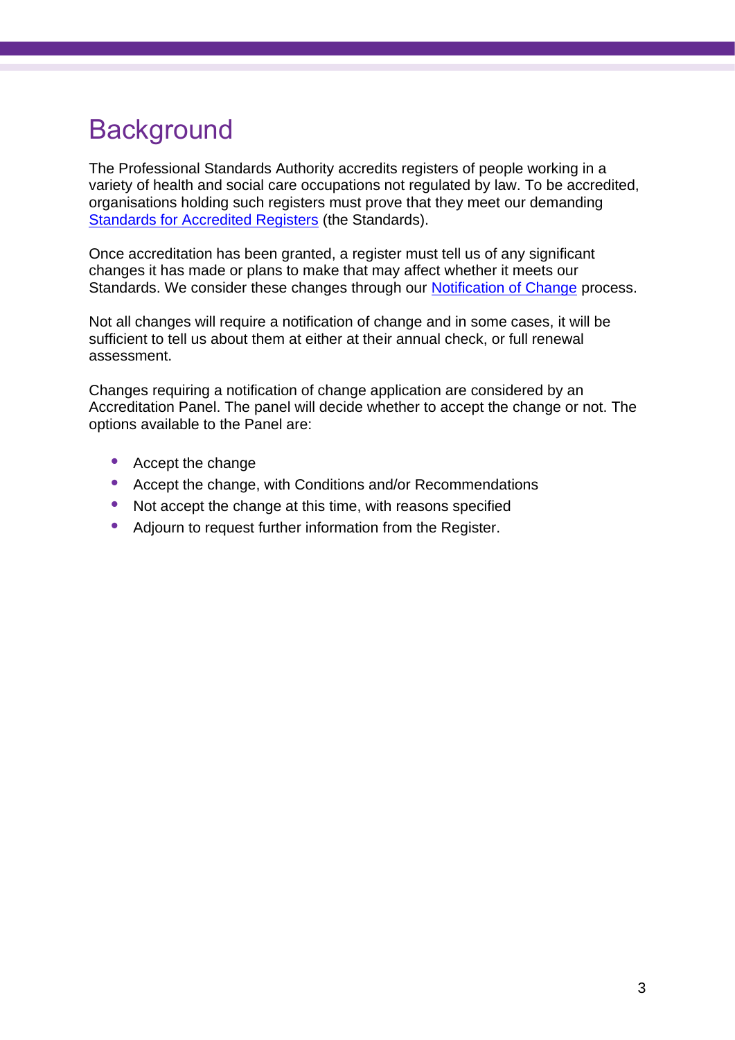# Background

The Professional Standards Authority accredits registers of people working in a variety of health and social care occupations not regulated by law. To be accredited, organisations holding such registers must prove that they meet our demanding Standards for Accredited Registers (the Standards).

Once accreditation has been granted, a register must tell us of any significant changes it has made or plans to make that may affect whether it meets our Standards. We consider these changes through our Notification of Change process.

Not all changes will require a notification of change and in some cases, it will be sufficient to tell us about them at either at their annual check, or full renewal assessment.

Changes requiring a notification of change application are considered by an Accreditation Panel. The panel will decide whether to accept the change or not. The options available to the Panel are:

- Accept the change
- Accept the change, with Conditions and/or Recommendations
- Not accept the change at this time, with reasons specified
- Adjourn to request further information from the Register.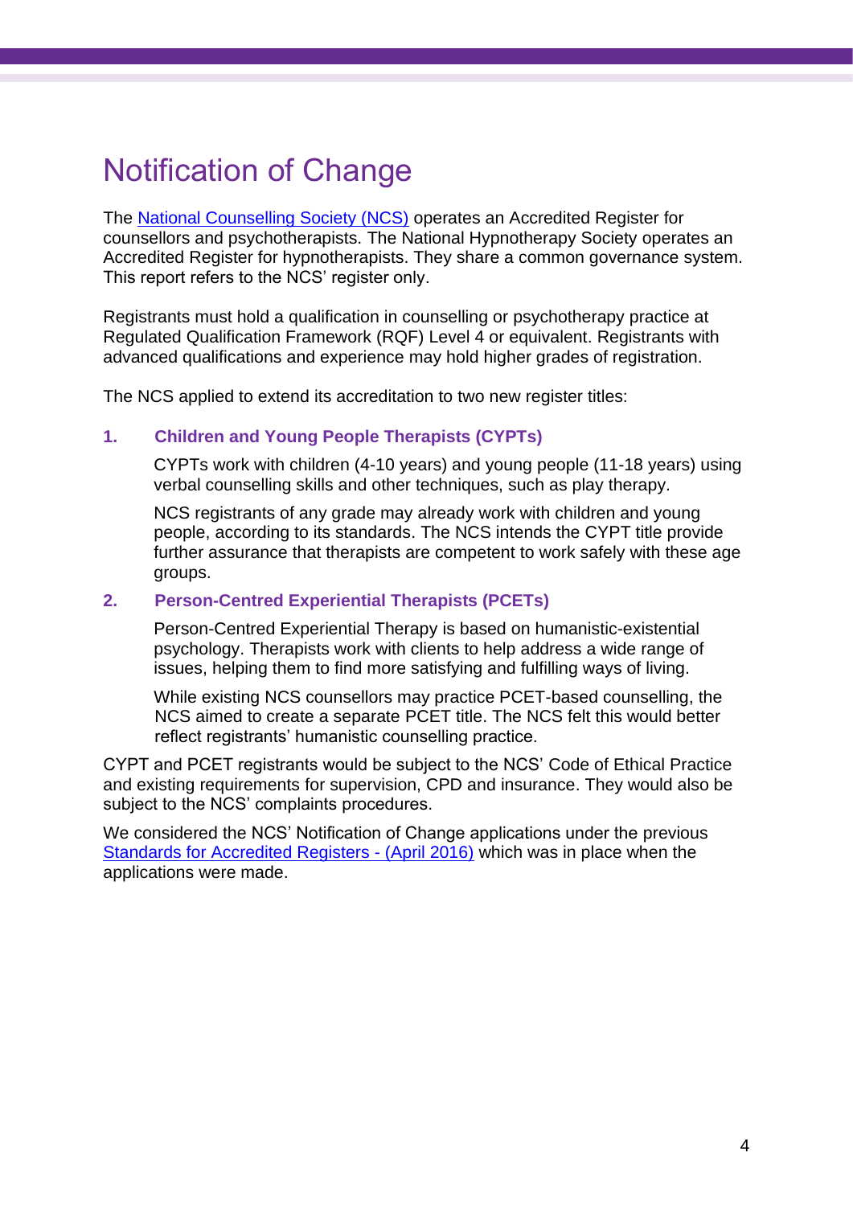# Notification of Change

The National Counselling Society (NCS) operates an Accredited Register for counsellors and psychotherapists. The National Hypnotherapy Society operates an Accredited Register for hypnotherapists. They share a common governance system. This report refers to the NCS' register only.

Registrants must hold a qualification in counselling or psychotherapy practice at Regulated Qualification Framework (RQF) Level 4 or equivalent. Registrants with advanced qualifications and experience may hold higher grades of registration.

The NCS applied to extend its accreditation to two new register titles:

### 1. Children and Young People Therapists (CYPTs)

CYPTs work with children (4-10 years) and young people (11-18 years) using verbal counselling skills and other techniques, such as play therapy.

NCS registrants of any grade may already work with children and young people, according to its standards. The NCS intends the CYPT title provide further assurance that therapists are competent to work safely with these age groups.

### 2. Person-Centred Experiential Therapists (PCETs)

Person-Centred Experiential Therapy is based on humanistic-existential psychology. Therapists work with clients to help address a wide range of issues, helping them to find more satisfying and fulfilling ways of living.

While existing NCS counsellors may practice PCET-based counselling, the NCS aimed to create a separate PCET title. The NCS felt this would better reflect registrants' humanistic counselling practice.

CYPT and PCET registrants would be subject to the NCS' Code of Ethical Practice and existing requirements for supervision, CPD and insurance. They would also be subject to the NCS' complaints procedures.

We considered the NCS' Notification of Change applications under the previous Standards for Accredited Registers - (April 2016) which was in place when the applications were made.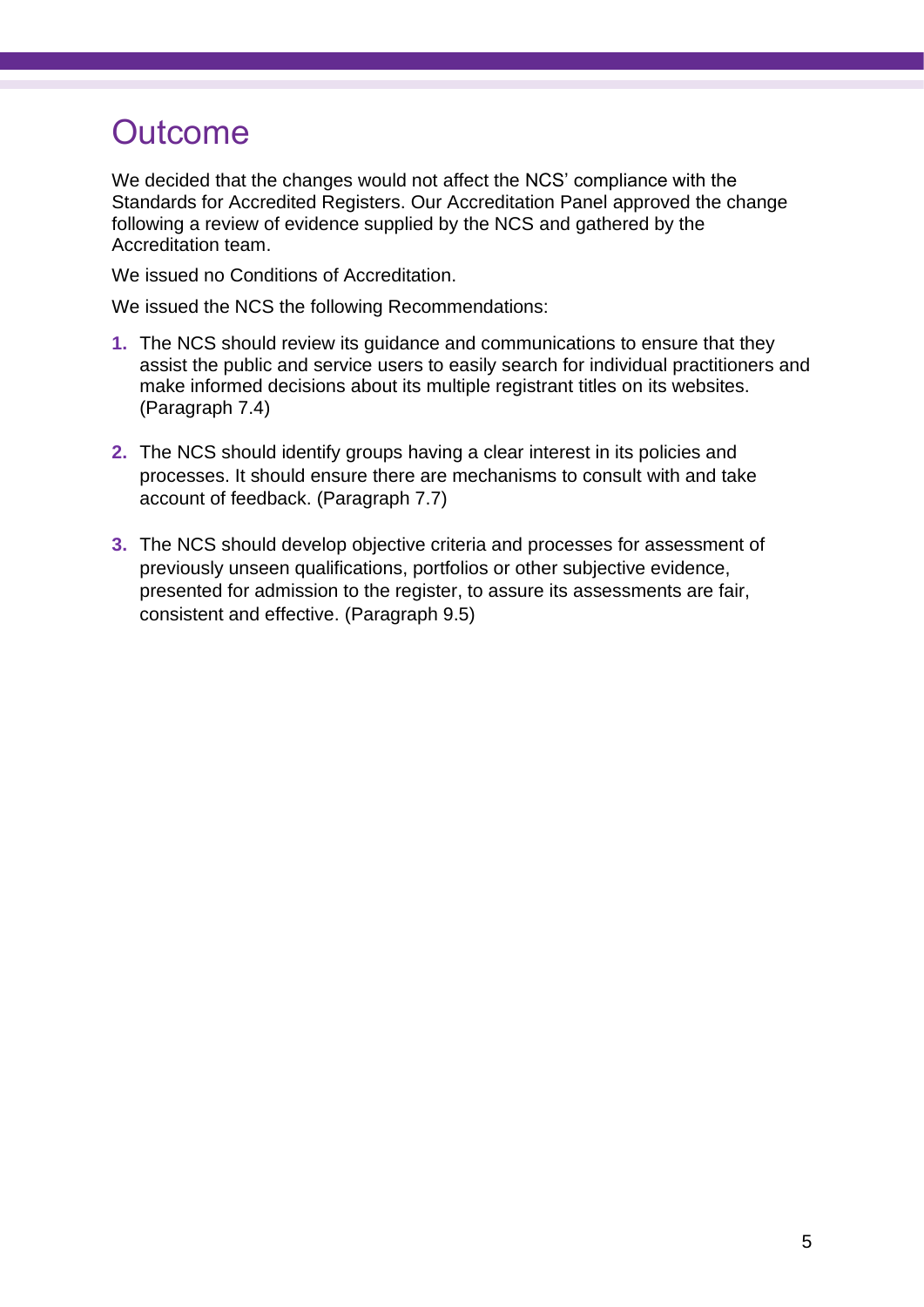# Outcome

We decided that the changes would not affect the NCS' compliance with the Standards for Accredited Registers. Our Accreditation Panel approved the change following a review of evidence supplied by the NCS and gathered by the Accreditation team.

We issued no Conditions of Accreditation.

We issued the NCS the following Recommendations:

1. The NCS should review its guidance and communications to ensure that they assist the public and service users to easily search for individual practitioners and make informed decisions about its multiple registrant titles on its websites. (Paragraph 7.4)

2. The NCS should identify groups having a clear interest in its policies and processes. It should ensure there are mechanisms to consult with and take account of feedback. (Paragraph 7.7)

3. The NCS should develop objective criteria and processes for assessment of previously unseen qualifications, portfolios or other subjective evidence, presented for admission to the register, to assure its assessments are fair, consistent and effective. (Paragraph 9.5)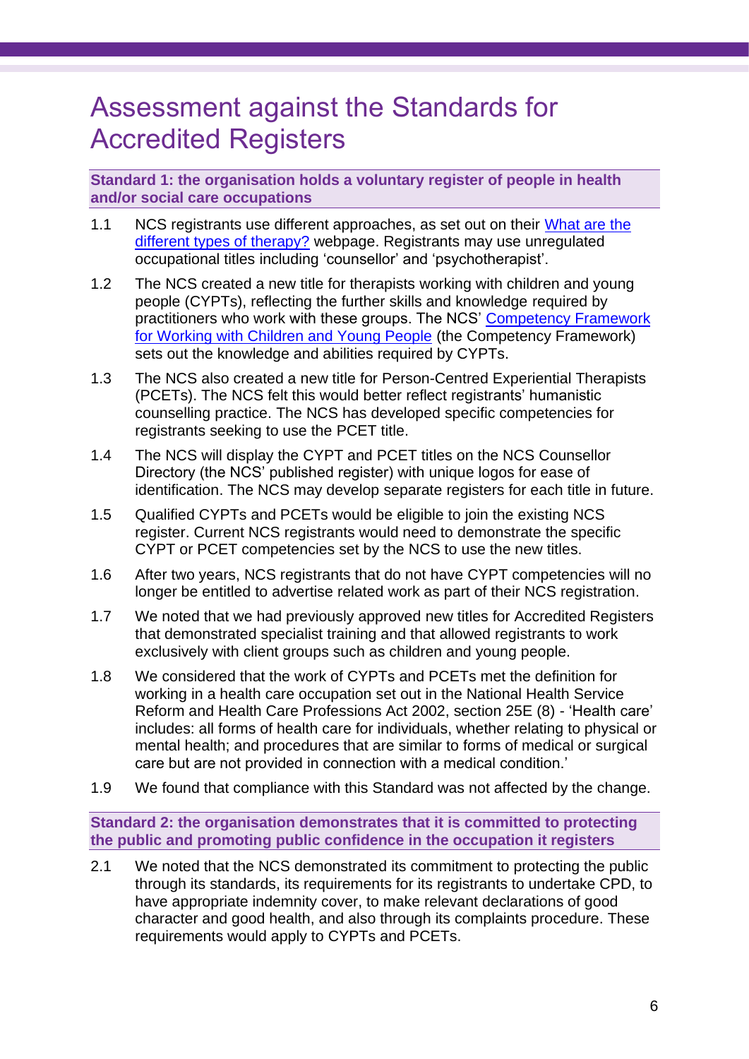# Assessment against the Standards for Accredited Registers

## Standard 1: the organisation holds a voluntary register of people in health and/or social care occupations

1.1 NCS registrants use different approaches, as set out on their [What are the different types of therapy?]() webpage. Registrants may use unregulated occupational titles including 'counsellor' and 'psychotherapist'.

1.2 The NCS created a new title for therapists working with children and young people (CYPTs), reflecting the further skills and knowledge required by practitioners who work with these groups. The NCS' [Competency Framework for Working with Children and Young People]() (the Competency Framework) sets out the knowledge and abilities required by CYPTs.

1.3 The NCS also created a new title for Person-Centred Experiential Therapists (PCETs). The NCS felt this would better reflect registrants' humanistic counselling practice. The NCS has developed specific competencies for registrants seeking to use the PCET title.

1.4 The NCS will display the CYPT and PCET titles on the NCS Counsellor Directory (the NCS' published register) with unique logos for ease of identification. The NCS may develop separate registers for each title in future.

1.5 Qualified CYPTs and PCETs would be eligible to join the existing NCS register. Current NCS registrants would need to demonstrate the specific CYPT or PCET competencies set by the NCS to use the new titles.

1.6 After two years, NCS registrants that do not have CYPT competencies will no longer be entitled to advertise related work as part of their NCS registration.

1.7 We noted that we had previously approved new titles for Accredited Registers that demonstrated specialist training and that allowed registrants to work exclusively with client groups such as children and young people.

1.8 We considered that the work of CYPTs and PCETs met the definition for working in a health care occupation set out in the National Health Service Reform and Health Care Professions Act 2002, section 25E (8) - 'Health care' includes: all forms of health care for individuals, whether relating to physical or mental health; and procedures that are similar to forms of medical or surgical care but are not provided in connection with a medical condition.'

1.9 We found that compliance with this Standard was not affected by the change.

## Standard 2: the organisation demonstrates that it is committed to protecting the public and promoting public confidence in the occupation it registers

2.1 We noted that the NCS demonstrated its commitment to protecting the public through its standards, its requirements for its registrants to undertake CPD, to have appropriate indemnity cover, to make relevant declarations of good character and good health, and also through its complaints procedure. These requirements would apply to CYPTs and PCETs.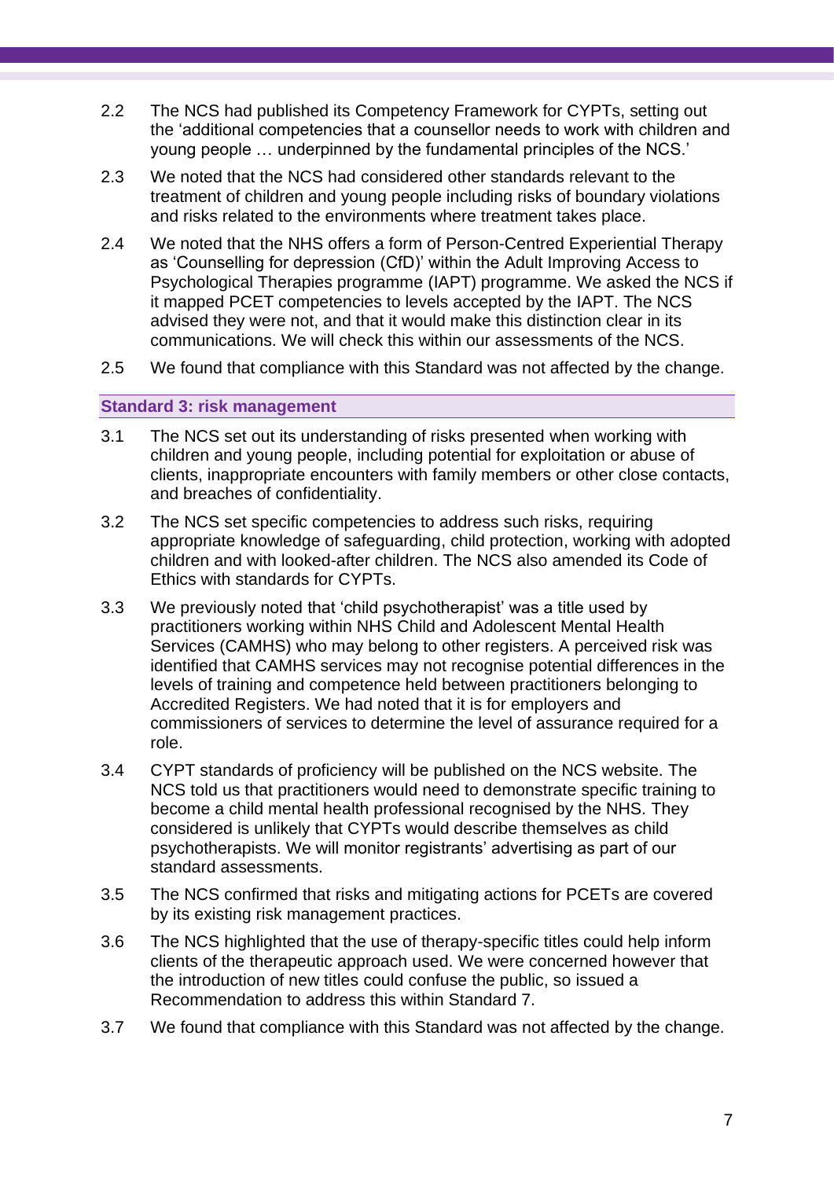2.2 The NCS had published its Competency Framework for CYPTs, setting out the 'additional competencies that a counsellor needs to work with children and young people … underpinned by the fundamental principles of the NCS.'

2.3 We noted that the NCS had considered other standards relevant to the treatment of children and young people including risks of boundary violations and risks related to the environments where treatment takes place.

2.4 We noted that the NHS offers a form of Person-Centred Experiential Therapy as 'Counselling for depression (CfD)' within the Adult Improving Access to Psychological Therapies programme (IAPT) programme. We asked the NCS if it mapped PCET competencies to levels accepted by the IAPT. The NCS advised they were not, and that it would make this distinction clear in its communications. We will check this within our assessments of the NCS.

2.5 We found that compliance with this Standard was not affected by the change.

### Standard 3: risk management

3.1 The NCS set out its understanding of risks presented when working with children and young people, including potential for exploitation or abuse of clients, inappropriate encounters with family members or other close contacts, and breaches of confidentiality.

3.2 The NCS set specific competencies to address such risks, requiring appropriate knowledge of safeguarding, child protection, working with adopted children and with looked-after children. The NCS also amended its Code of Ethics with standards for CYPTs.

3.3 We previously noted that 'child psychotherapist' was a title used by practitioners working within NHS Child and Adolescent Mental Health Services (CAMHS) who may belong to other registers. A perceived risk was identified that CAMHS services may not recognise potential differences in the levels of training and competence held between practitioners belonging to Accredited Registers. We had noted that it is for employers and commissioners of services to determine the level of assurance required for a role.

3.4 CYPT standards of proficiency will be published on the NCS website. The NCS told us that practitioners would need to demonstrate specific training to become a child mental health professional recognised by the NHS. They considered is unlikely that CYPTs would describe themselves as child psychotherapists. We will monitor registrants' advertising as part of our standard assessments.

3.5 The NCS confirmed that risks and mitigating actions for PCETs are covered by its existing risk management practices.

3.6 The NCS highlighted that the use of therapy-specific titles could help inform clients of the therapeutic approach used. We were concerned however that the introduction of new titles could confuse the public, so issued a Recommendation to address this within Standard 7.

3.7 We found that compliance with this Standard was not affected by the change.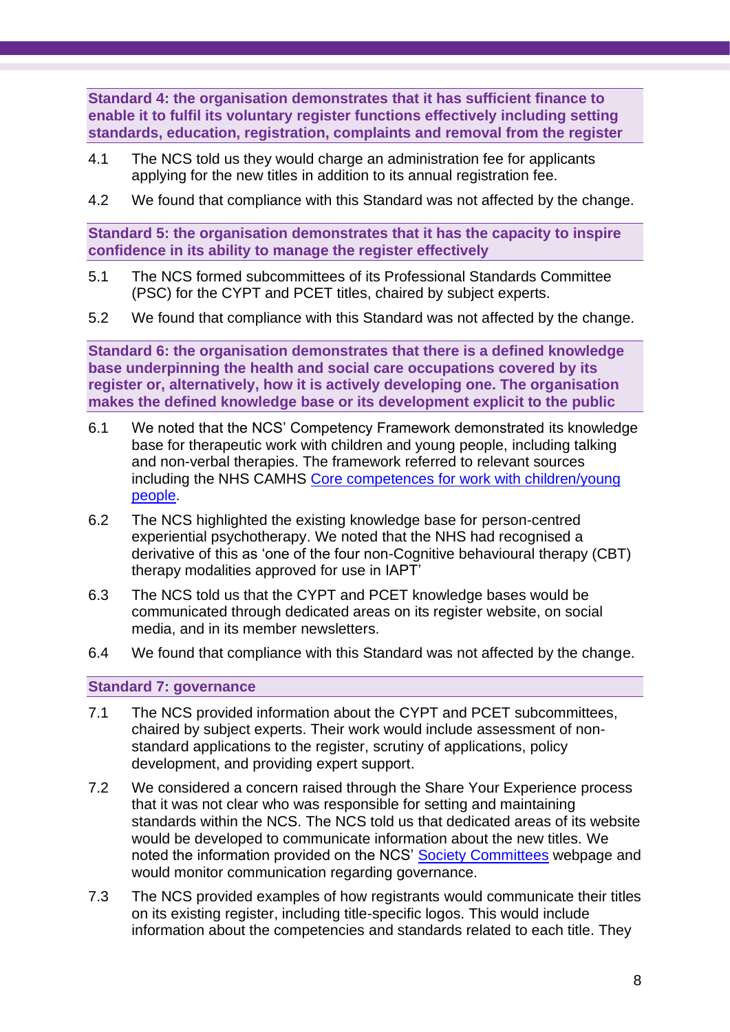**Standard 4: the organisation demonstrates that it has sufficient finance to enable it to fulfil its voluntary register functions effectively including setting standards, education, registration, complaints and removal from the register**

4.1 The NCS told us they would charge an administration fee for applicants applying for the new titles in addition to its annual registration fee.

4.2 We found that compliance with this Standard was not affected by the change.

**Standard 5: the organisation demonstrates that it has the capacity to inspire confidence in its ability to manage the register effectively**

5.1 The NCS formed subcommittees of its Professional Standards Committee (PSC) for the CYPT and PCET titles, chaired by subject experts.

5.2 We found that compliance with this Standard was not affected by the change.

**Standard 6: the organisation demonstrates that there is a defined knowledge base underpinning the health and social care occupations covered by its register or, alternatively, how it is actively developing one. The organisation makes the defined knowledge base or its development explicit to the public**

6.1 We noted that the NCS' Competency Framework demonstrated its knowledge base for therapeutic work with children and young people, including talking and non-verbal therapies. The framework referred to relevant sources including the NHS CAMHS Core competences for work with children/young people.

6.2 The NCS highlighted the existing knowledge base for person-centred experiential psychotherapy. We noted that the NHS had recognised a derivative of this as 'one of the four non-Cognitive behavioural therapy (CBT) therapy modalities approved for use in IAPT'

6.3 The NCS told us that the CYPT and PCET knowledge bases would be communicated through dedicated areas on its register website, on social media, and in its member newsletters.

6.4 We found that compliance with this Standard was not affected by the change.

**Standard 7: governance**

7.1 The NCS provided information about the CYPT and PCET subcommittees, chaired by subject experts. Their work would include assessment of non-standard applications to the register, scrutiny of applications, policy development, and providing expert support.

7.2 We considered a concern raised through the Share Your Experience process that it was not clear who was responsible for setting and maintaining standards within the NCS. The NCS told us that dedicated areas of its website would be developed to communicate information about the new titles. We noted the information provided on the NCS' Society Committees webpage and would monitor communication regarding governance.

7.3 The NCS provided examples of how registrants would communicate their titles on its existing register, including title-specific logos. This would include information about the competencies and standards related to each title. They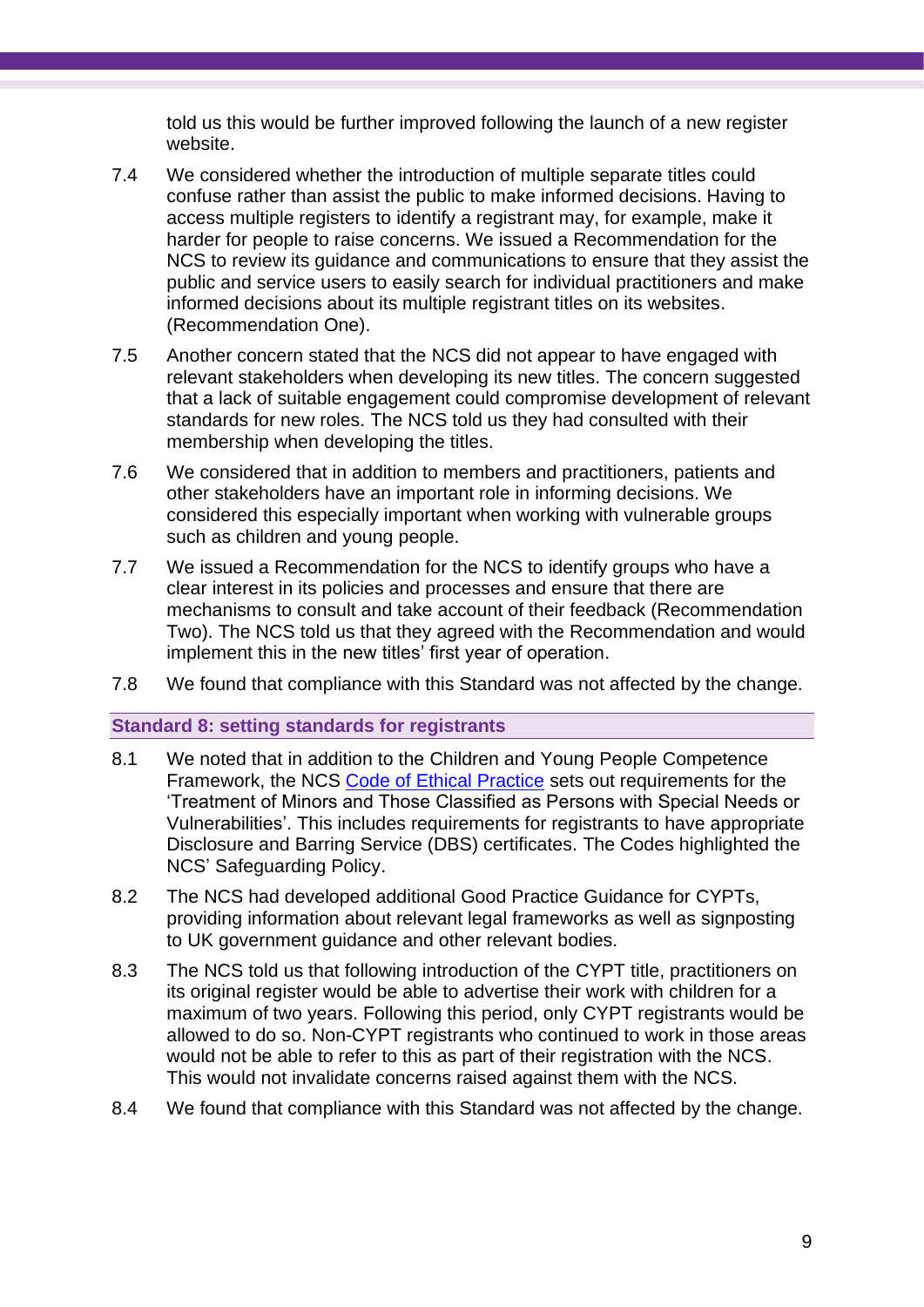told us this would be further improved following the launch of a new register website.

7.4 We considered whether the introduction of multiple separate titles could confuse rather than assist the public to make informed decisions. Having to access multiple registers to identify a registrant may, for example, make it harder for people to raise concerns. We issued a Recommendation for the NCS to review its guidance and communications to ensure that they assist the public and service users to easily search for individual practitioners and make informed decisions about its multiple registrant titles on its websites. (Recommendation One).

7.5 Another concern stated that the NCS did not appear to have engaged with relevant stakeholders when developing its new titles. The concern suggested that a lack of suitable engagement could compromise development of relevant standards for new roles. The NCS told us they had consulted with their membership when developing the titles.

7.6 We considered that in addition to members and practitioners, patients and other stakeholders have an important role in informing decisions. We considered this especially important when working with vulnerable groups such as children and young people.

7.7 We issued a Recommendation for the NCS to identify groups who have a clear interest in its policies and processes and ensure that there are mechanisms to consult and take account of their feedback (Recommendation Two). The NCS told us that they agreed with the Recommendation and would implement this in the new titles' first year of operation.

7.8 We found that compliance with this Standard was not affected by the change.

## Standard 8: setting standards for registrants

8.1 We noted that in addition to the Children and Young People Competence Framework, the NCS Code of Ethical Practice sets out requirements for the 'Treatment of Minors and Those Classified as Persons with Special Needs or Vulnerabilities'. This includes requirements for registrants to have appropriate Disclosure and Barring Service (DBS) certificates. The Codes highlighted the NCS' Safeguarding Policy.

8.2 The NCS had developed additional Good Practice Guidance for CYPTs, providing information about relevant legal frameworks as well as signposting to UK government guidance and other relevant bodies.

8.3 The NCS told us that following introduction of the CYPT title, practitioners on its original register would be able to advertise their work with children for a maximum of two years. Following this period, only CYPT registrants would be allowed to do so. Non-CYPT registrants who continued to work in those areas would not be able to refer to this as part of their registration with the NCS. This would not invalidate concerns raised against them with the NCS.

8.4 We found that compliance with this Standard was not affected by the change.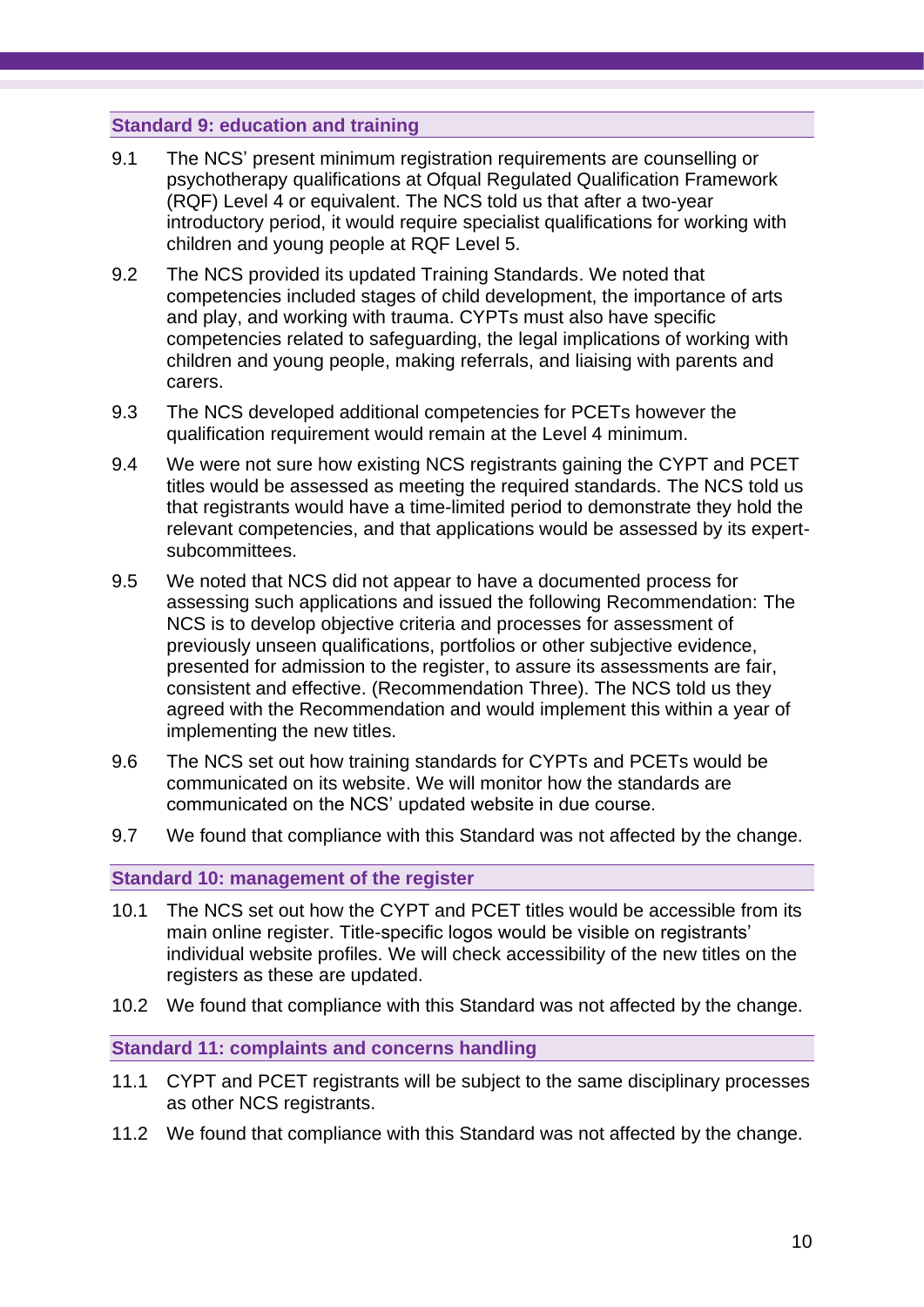### Standard 9: education and training

9.1 The NCS' present minimum registration requirements are counselling or psychotherapy qualifications at Ofqual Regulated Qualification Framework (RQF) Level 4 or equivalent. The NCS told us that after a two-year introductory period, it would require specialist qualifications for working with children and young people at RQF Level 5.

9.2 The NCS provided its updated Training Standards. We noted that competencies included stages of child development, the importance of arts and play, and working with trauma. CYPTs must also have specific competencies related to safeguarding, the legal implications of working with children and young people, making referrals, and liaising with parents and carers.

9.3 The NCS developed additional competencies for PCETs however the qualification requirement would remain at the Level 4 minimum.

9.4 We were not sure how existing NCS registrants gaining the CYPT and PCET titles would be assessed as meeting the required standards. The NCS told us that registrants would have a time-limited period to demonstrate they hold the relevant competencies, and that applications would be assessed by its expert-subcommittees.

9.5 We noted that NCS did not appear to have a documented process for assessing such applications and issued the following Recommendation: The NCS is to develop objective criteria and processes for assessment of previously unseen qualifications, portfolios or other subjective evidence, presented for admission to the register, to assure its assessments are fair, consistent and effective. (Recommendation Three). The NCS told us they agreed with the Recommendation and would implement this within a year of implementing the new titles.

9.6 The NCS set out how training standards for CYPTs and PCETs would be communicated on its website. We will monitor how the standards are communicated on the NCS' updated website in due course.

9.7 We found that compliance with this Standard was not affected by the change.

### Standard 10: management of the register

10.1 The NCS set out how the CYPT and PCET titles would be accessible from its main online register. Title-specific logos would be visible on registrants' individual website profiles. We will check accessibility of the new titles on the registers as these are updated.

10.2 We found that compliance with this Standard was not affected by the change.

### Standard 11: complaints and concerns handling

11.1 CYPT and PCET registrants will be subject to the same disciplinary processes as other NCS registrants.

11.2 We found that compliance with this Standard was not affected by the change.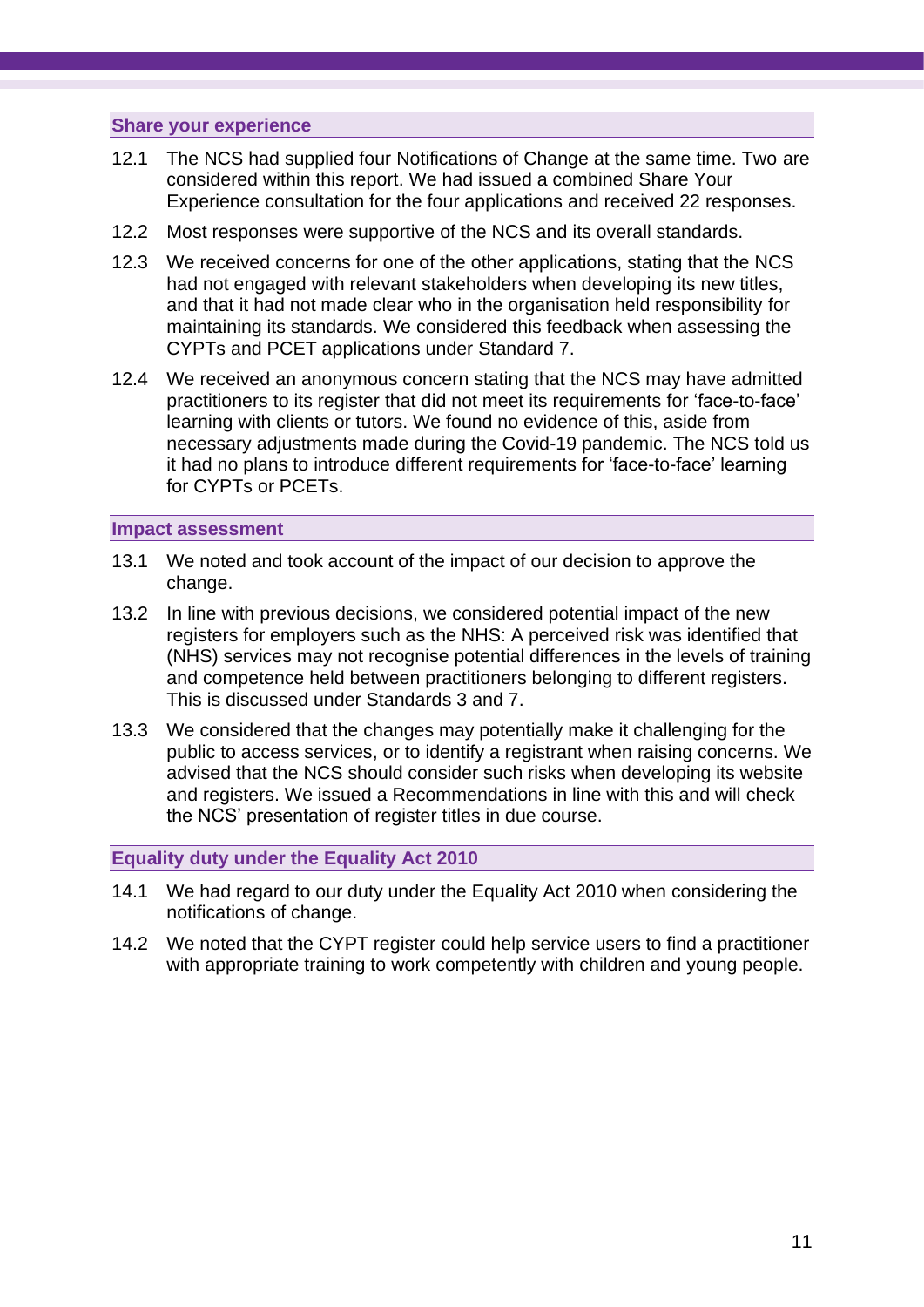## Share your experience

12.1 The NCS had supplied four Notifications of Change at the same time. Two are considered within this report. We had issued a combined Share Your Experience consultation for the four applications and received 22 responses.

12.2 Most responses were supportive of the NCS and its overall standards.

12.3 We received concerns for one of the other applications, stating that the NCS had not engaged with relevant stakeholders when developing its new titles, and that it had not made clear who in the organisation held responsibility for maintaining its standards. We considered this feedback when assessing the CYPTs and PCET applications under Standard 7.

12.4 We received an anonymous concern stating that the NCS may have admitted practitioners to its register that did not meet its requirements for 'face-to-face' learning with clients or tutors. We found no evidence of this, aside from necessary adjustments made during the Covid-19 pandemic. The NCS told us it had no plans to introduce different requirements for 'face-to-face' learning for CYPTs or PCETs.

## Impact assessment

13.1 We noted and took account of the impact of our decision to approve the change.

13.2 In line with previous decisions, we considered potential impact of the new registers for employers such as the NHS: A perceived risk was identified that (NHS) services may not recognise potential differences in the levels of training and competence held between practitioners belonging to different registers. This is discussed under Standards 3 and 7.

13.3 We considered that the changes may potentially make it challenging for the public to access services, or to identify a registrant when raising concerns. We advised that the NCS should consider such risks when developing its website and registers. We issued a Recommendations in line with this and will check the NCS' presentation of register titles in due course.

## Equality duty under the Equality Act 2010

14.1 We had regard to our duty under the Equality Act 2010 when considering the notifications of change.

14.2 We noted that the CYPT register could help service users to find a practitioner with appropriate training to work competently with children and young people.